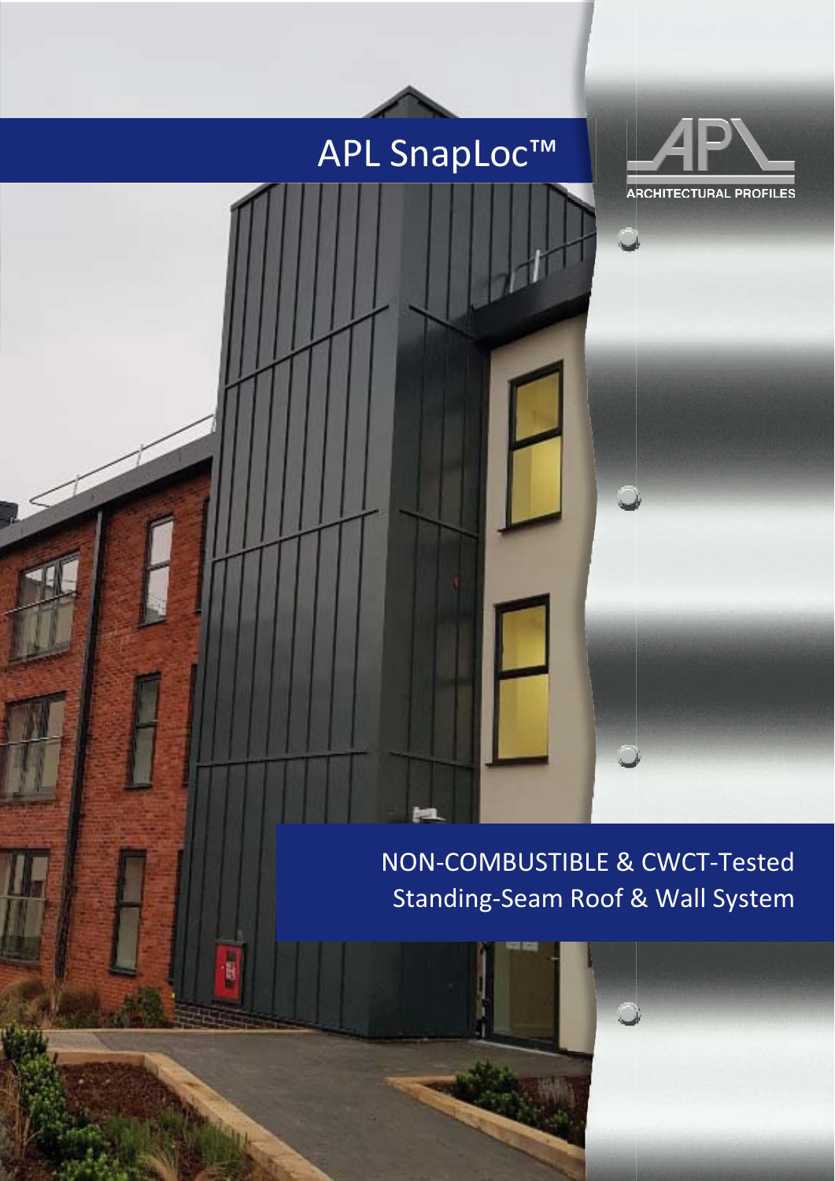# APL SnapLoc™

ARCHITECTURAL PROFILES

## NON-COMBUSTIBLE & CWCT-Tested Standing-Seam Roof & Wall System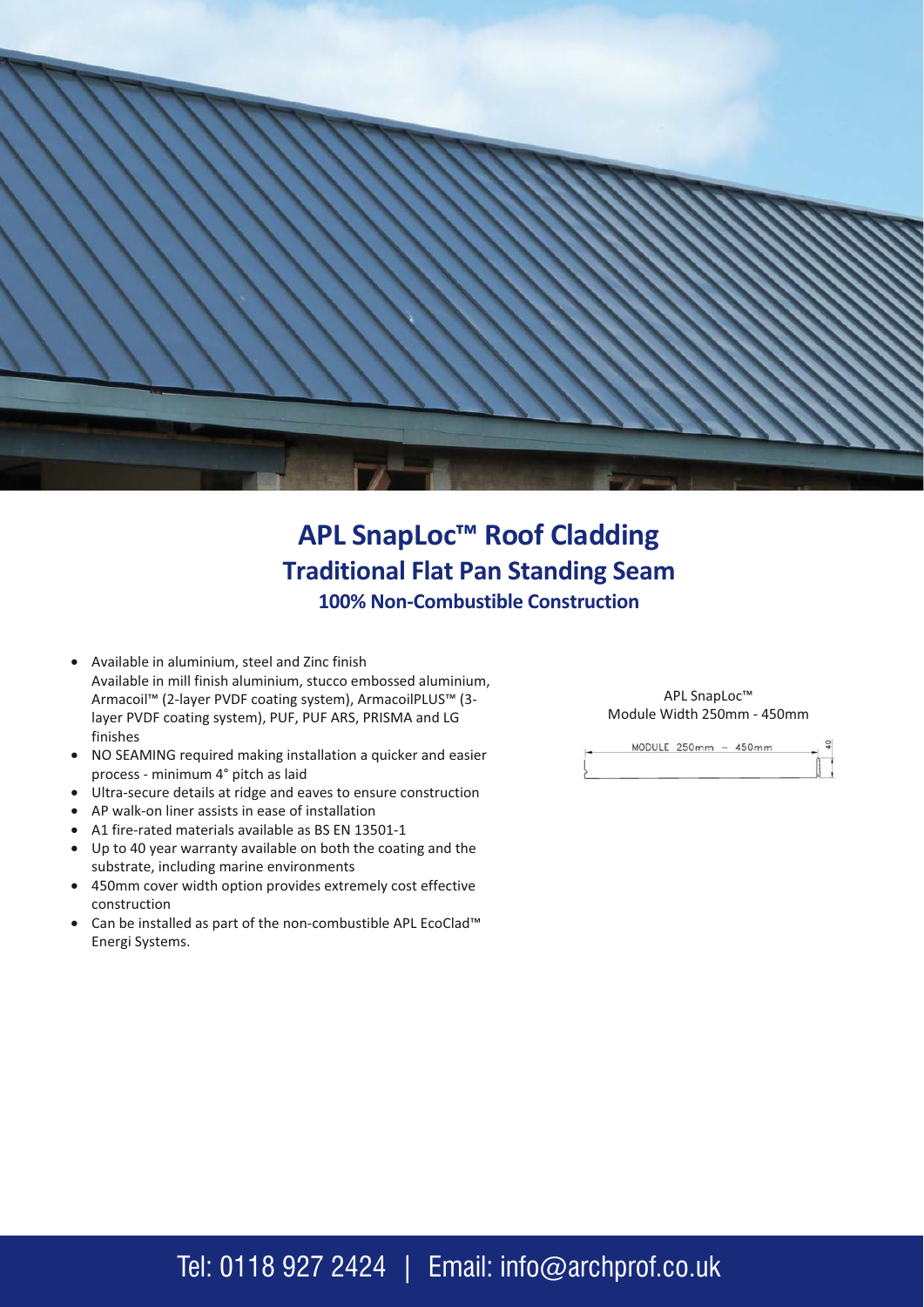# APL SnapLoc™ Roof Cladding

## Traditional Flat Pan Standing Seam

### 100% Non-Combustible Construction

- Available in aluminium, steel and Zinc finish
  Available in mill finish aluminium, stucco embossed aluminium, Armacoil™ (2-layer PVDF coating system), ArmacoilPLUS™ (3-layer PVDF coating system), PUF, PUF ARS, PRISMA and LG finishes
- NO SEAMING required making installation a quicker and easier process - minimum 4° pitch as laid
- Ultra-secure details at ridge and eaves to ensure construction
- AP walk-on liner assists in ease of installation
- A1 fire-rated materials available as BS EN 13501-1
- Up to 40 year warranty available on both the coating and the substrate, including marine environments
- 450mm cover width option provides extremely cost effective construction
- Can be installed as part of the non-combustible APL EcoClad™ Energi Systems.

APL SnapLoc™
Module Width 250mm - 450mm

MODULE 250mm – 450mm
40

Tel: 0118 927 2424 | Email: info@archprof.co.uk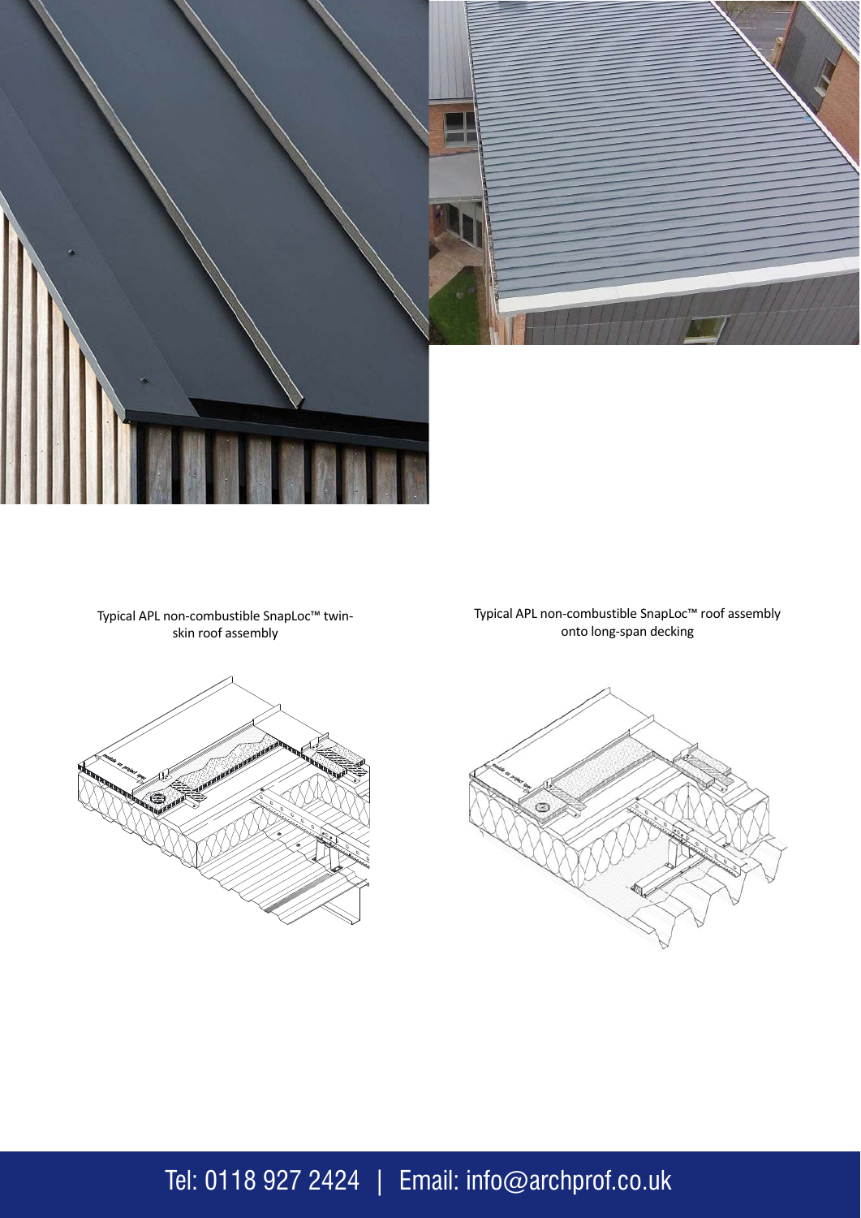Typical APL non-combustible SnapLoc™ twin-skin roof assembly

Typical APL non-combustible SnapLoc™ roof assembly onto long-span decking

Tel: 0118 927 2424 | Email: info@archprof.co.uk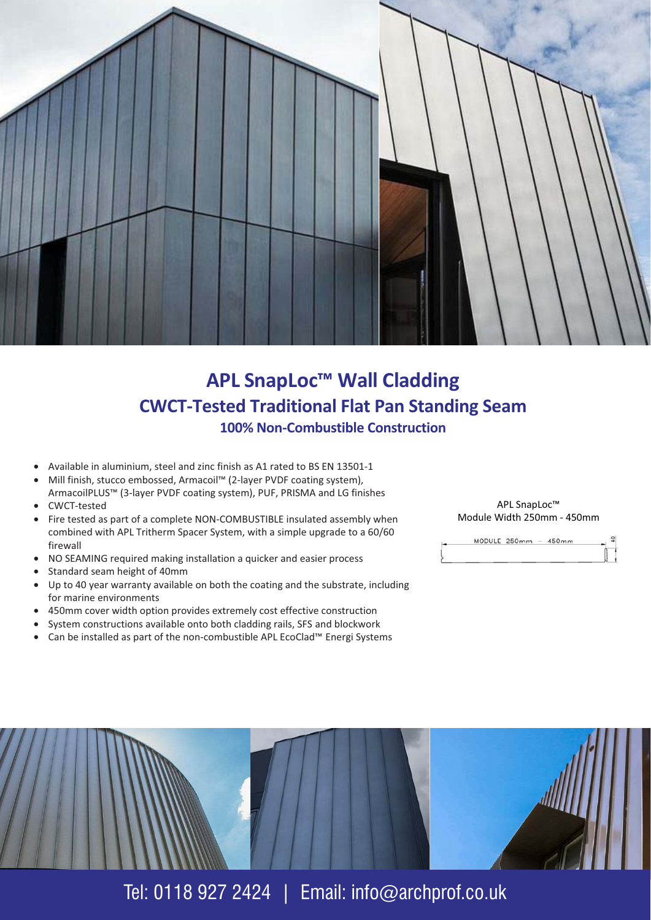# APL SnapLoc™ Wall Cladding

## CWCT-Tested Traditional Flat Pan Standing Seam

### 100% Non-Combustible Construction

- Available in aluminium, steel and zinc finish as A1 rated to BS EN 13501-1
- Mill finish, stucco embossed, Armacoil™ (2-layer PVDF coating system), ArmacoilPLUS™ (3-layer PVDF coating system), PUF, PRISMA and LG finishes
- CWCT-tested
- Fire tested as part of a complete NON-COMBUSTIBLE insulated assembly when combined with APL Tritherm Spacer System, with a simple upgrade to a 60/60 firewall
- NO SEAMING required making installation a quicker and easier process
- Standard seam height of 40mm
- Up to 40 year warranty available on both the coating and the substrate, including for marine environments
- 450mm cover width option provides extremely cost effective construction
- System constructions available onto both cladding rails, SFS and blockwork
- Can be installed as part of the non-combustible APL EcoClad™ Energi Systems

APL SnapLoc™
Module Width 250mm - 450mm

MODULE 250mm – 450mm
40

Tel: 0118 927 2424 | Email: info@archprof.co.uk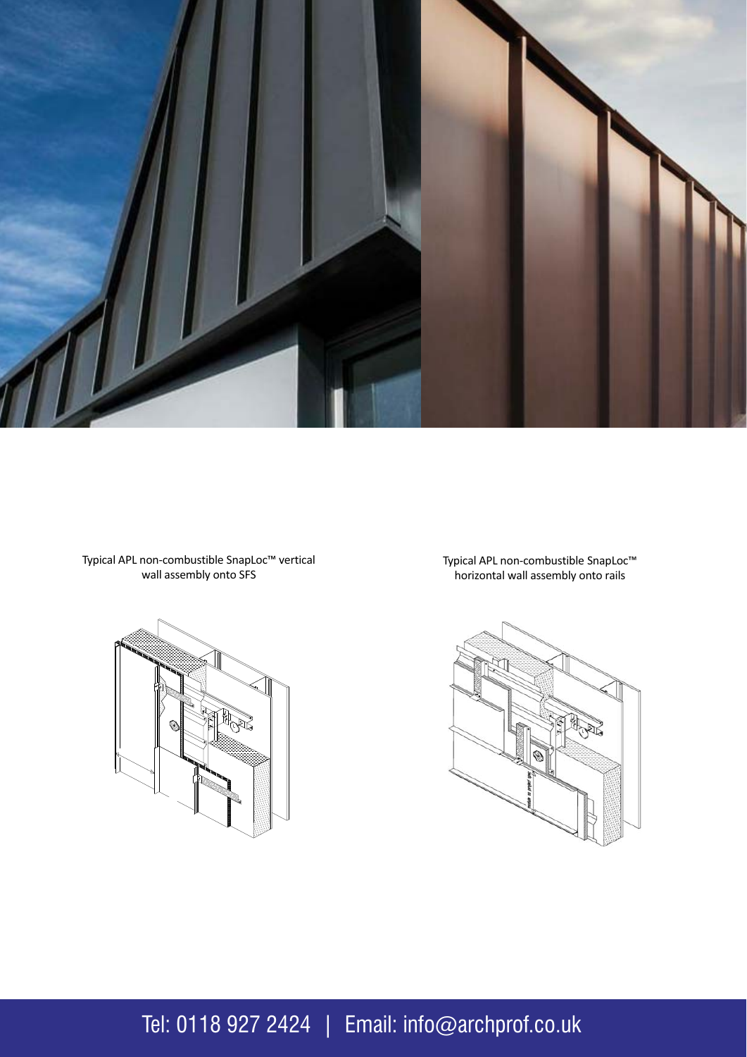Typical APL non-combustible SnapLoc™ vertical wall assembly onto SFS

Typical APL non-combustible SnapLoc™ horizontal wall assembly onto rails

Tel: 0118 927 2424 | Email: info@archprof.co.uk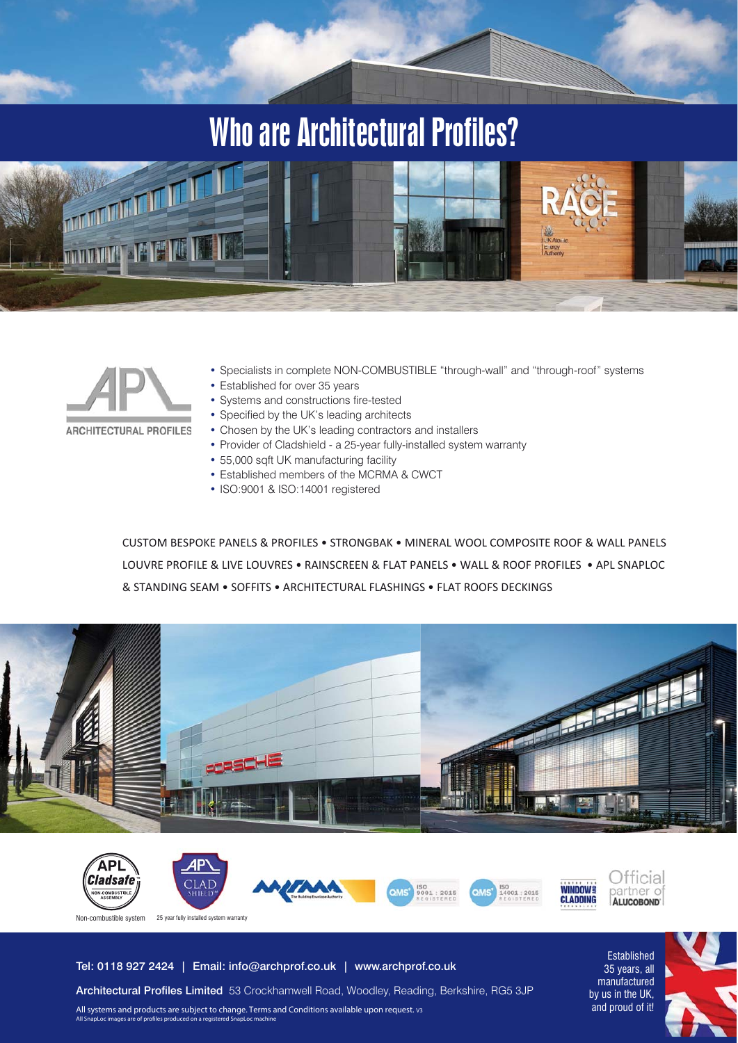# Who are Architectural Profiles?

ARCHITECTURAL PROFILES

- Specialists in complete NON-COMBUSTIBLE "through-wall" and "through-roof" systems
- Established for over 35 years
- Systems and constructions fire-tested
- Specified by the UK's leading architects
- Chosen by the UK's leading contractors and installers
- Provider of Cladshield - a 25-year fully-installed system warranty
- 55,000 sqft UK manufacturing facility
- Established members of the MCRMA & CWCT
- ISO:9001 & ISO:14001 registered

CUSTOM BESPOKE PANELS & PROFILES • STRONGBAK • MINERAL WOOL COMPOSITE ROOF & WALL PANELS LOUVRE PROFILE & LIVE LOUVRES • RAINSCREEN & FLAT PANELS • WALL & ROOF PROFILES • APL SNAPLOC & STANDING SEAM • SOFFITS • ARCHITECTURAL FLASHINGS • FLAT ROOFS DECKINGS

Non-combustible system

25 year fully installed system warranty

Official partner of ALUCOBOND

Tel: 0118 927 2424 | Email: info@archprof.co.uk | www.archprof.co.uk

Architectural Profiles Limited 53 Crockhamwell Road, Woodley, Reading, Berkshire, RG5 3JP

All systems and products are subject to change. Terms and Conditions available upon request. v3

All SnapLoc images are of profiles produced on a registered SnapLoc machine

Established 35 years, all manufactured by us in the UK, and proud of it!